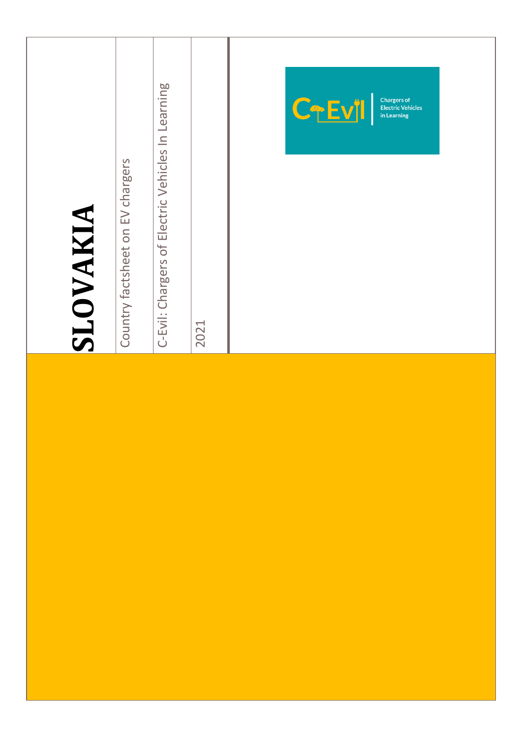# SLOVAKIA

Country factsheet on EV chargers

C-Evil: Chargers of Electric Vehicles In Learning

2021

C-EVIL Chargers of Electric Vehicles in Learning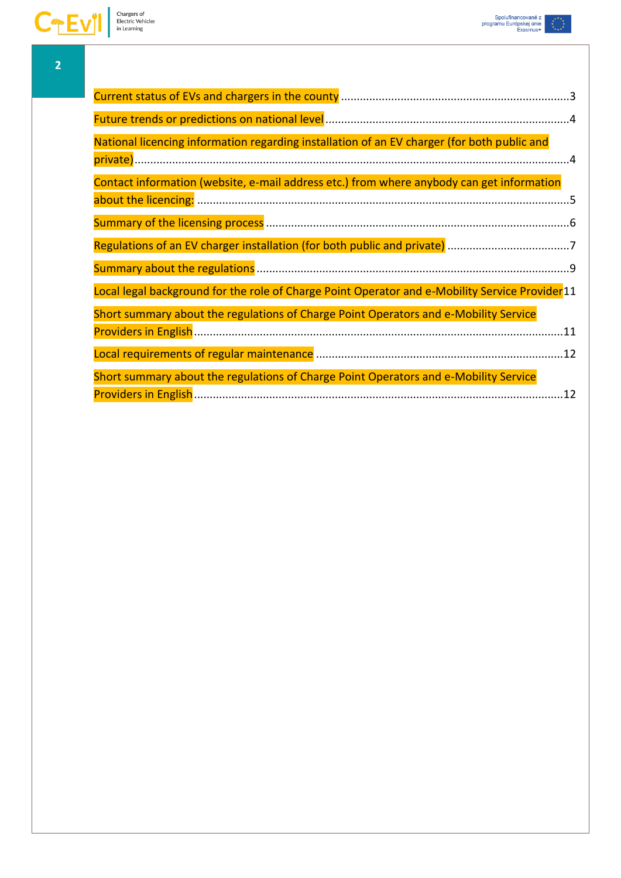Current status of EVs and chargers in the county ........................................................................ 3

Future trends or predictions on national level ............................................................................ 4

National licencing information regarding installation of an EV charger (for both public and private) .......................................................................................................................................... 4

Contact information (website, e-mail address etc.) from where anybody can get information about the licencing: ...................................................................................................................... 5

Summary of the licensing process ................................................................................................ 6

Regulations of an EV charger installation (for both public and private) ....................................... 7

Summary about the regulations .................................................................................................... 9

Local legal background for the role of Charge Point Operator and e-Mobility Service Provider 11

Short summary about the regulations of Charge Point Operators and e-Mobility Service Providers in English ...................................................................................................................... 11

Local requirements of regular maintenance ............................................................................... 12

Short summary about the regulations of Charge Point Operators and e-Mobility Service Providers in English ...................................................................................................................... 12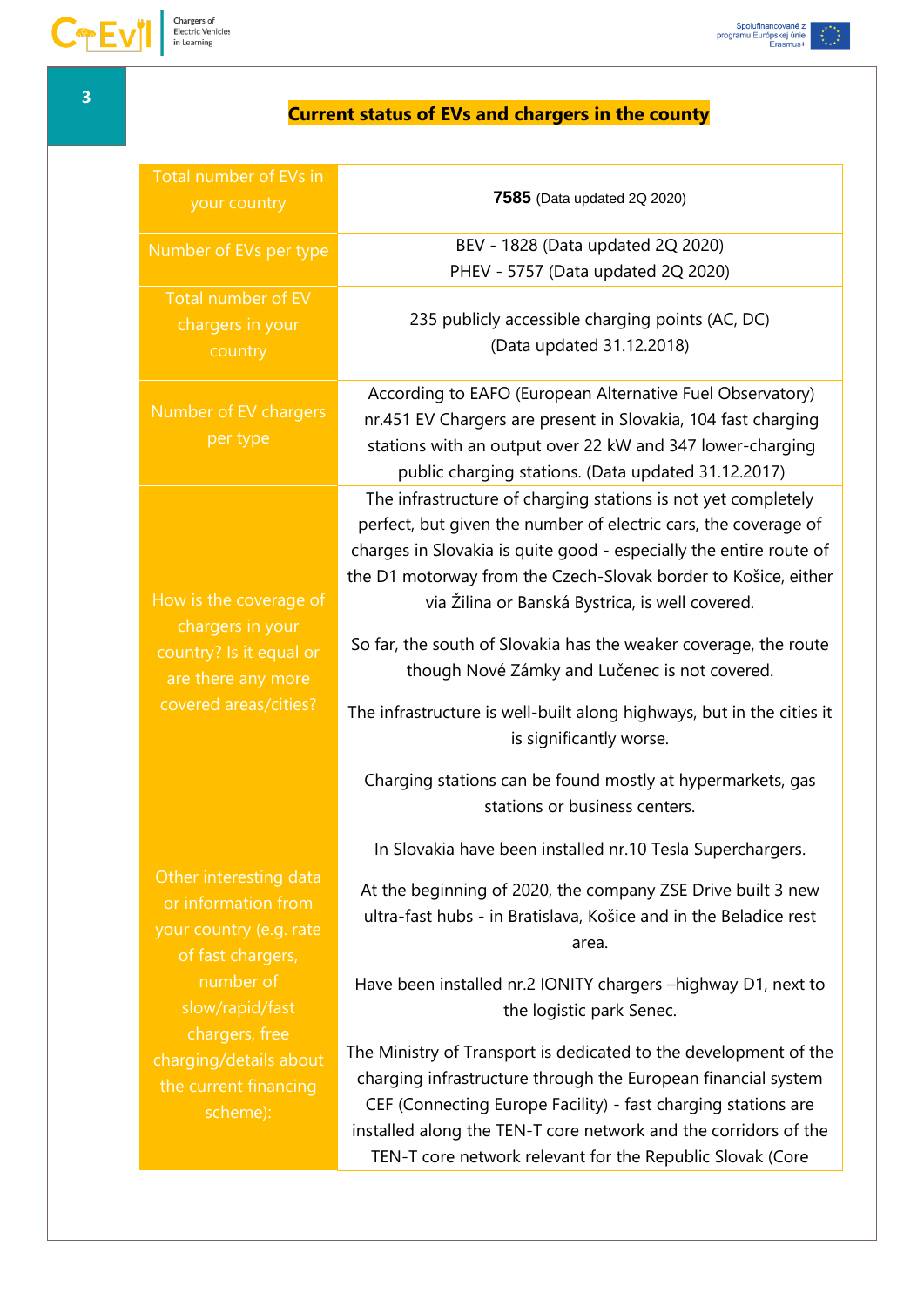## Current status of EVs and chargers in the county

| Total number of EVs in your country | **7585** (Data updated 2Q 2020) |
|---|---|
| Number of EVs per type | BEV - 1828 (Data updated 2Q 2020)<br>PHEV - 5757 (Data updated 2Q 2020) |
| Total number of EV chargers in your country | 235 publicly accessible charging points (AC, DC)<br>(Data updated 31.12.2018) |
| Number of EV chargers per type | According to EAFO (European Alternative Fuel Observatory) nr.451 EV Chargers are present in Slovakia, 104 fast charging stations with an output over 22 kW and 347 lower-charging public charging stations. (Data updated 31.12.2017) |
| How is the coverage of chargers in your country? Is it equal or are there any more covered areas/cities? | The infrastructure of charging stations is not yet completely perfect, but given the number of electric cars, the coverage of charges in Slovakia is quite good - especially the entire route of the D1 motorway from the Czech-Slovak border to Košice, either via Žilina or Banská Bystrica, is well covered.<br><br>So far, the south of Slovakia has the weaker coverage, the route though Nové Zámky and Lučenec is not covered.<br><br>The infrastructure is well-built along highways, but in the cities it is significantly worse.<br><br>Charging stations can be found mostly at hypermarkets, gas stations or business centers. |
| Other interesting data or information from your country (e.g. rate of fast chargers, number of slow/rapid/fast chargers, free charging/details about the current financing scheme): | In Slovakia have been installed nr.10 Tesla Superchargers.<br><br>At the beginning of 2020, the company ZSE Drive built 3 new ultra-fast hubs - in Bratislava, Košice and in the Beladice rest area.<br><br>Have been installed nr.2 IONITY chargers –highway D1, next to the logistic park Senec.<br><br>The Ministry of Transport is dedicated to the development of the charging infrastructure through the European financial system CEF (Connecting Europe Facility) - fast charging stations are installed along the TEN-T core network and the corridors of the TEN-T core network relevant for the Republic Slovak (Core |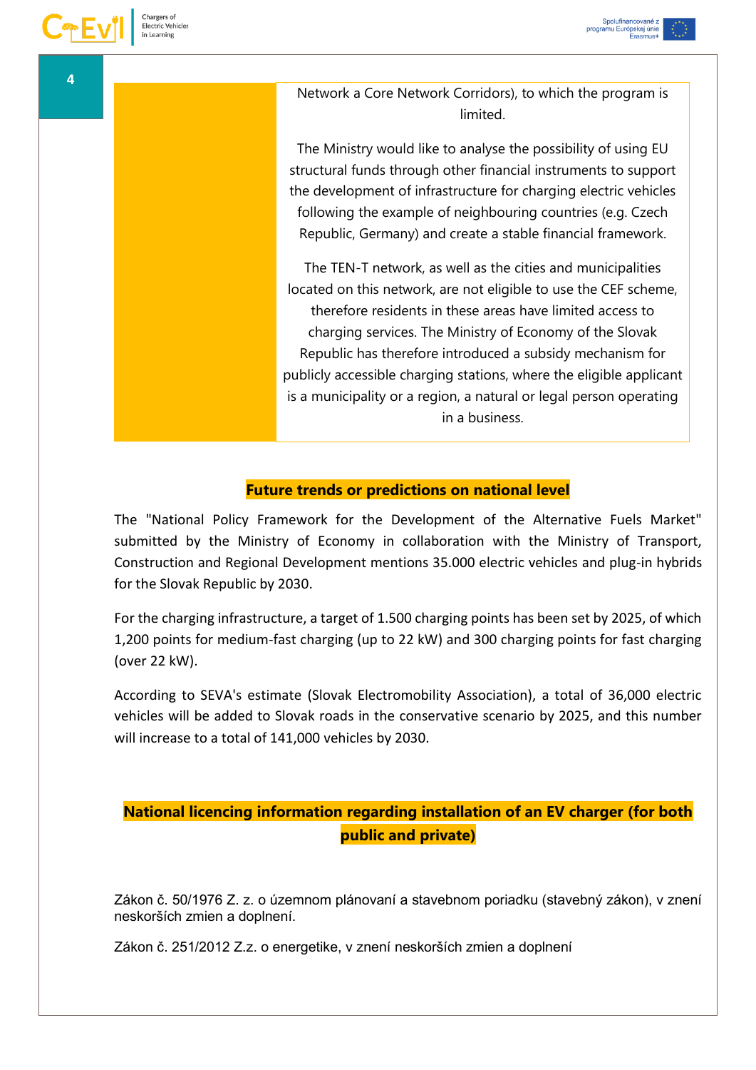| | |
|---|---|
| | Network a Core Network Corridors), to which the program is limited.<br><br>The Ministry would like to analyse the possibility of using EU structural funds through other financial instruments to support the development of infrastructure for charging electric vehicles following the example of neighbouring countries (e.g. Czech Republic, Germany) and create a stable financial framework.<br><br>The TEN-T network, as well as the cities and municipalities located on this network, are not eligible to use the CEF scheme, therefore residents in these areas have limited access to charging services. The Ministry of Economy of the Slovak Republic has therefore introduced a subsidy mechanism for publicly accessible charging stations, where the eligible applicant is a municipality or a region, a natural or legal person operating in a business. |

## Future trends or predictions on national level

The "National Policy Framework for the Development of the Alternative Fuels Market" submitted by the Ministry of Economy in collaboration with the Ministry of Transport, Construction and Regional Development mentions 35.000 electric vehicles and plug-in hybrids for the Slovak Republic by 2030.

For the charging infrastructure, a target of 1.500 charging points has been set by 2025, of which 1,200 points for medium-fast charging (up to 22 kW) and 300 charging points for fast charging (over 22 kW).

According to SEVA's estimate (Slovak Electromobility Association), a total of 36,000 electric vehicles will be added to Slovak roads in the conservative scenario by 2025, and this number will increase to a total of 141,000 vehicles by 2030.

## National licencing information regarding installation of an EV charger (for both public and private)

Zákon č. 50/1976 Z. z. o územnom plánovaní a stavebnom poriadku (stavebný zákon), v znení neskorších zmien a doplnení.

Zákon č. 251/2012 Z.z. o energetike, v znení neskorších zmien a doplnení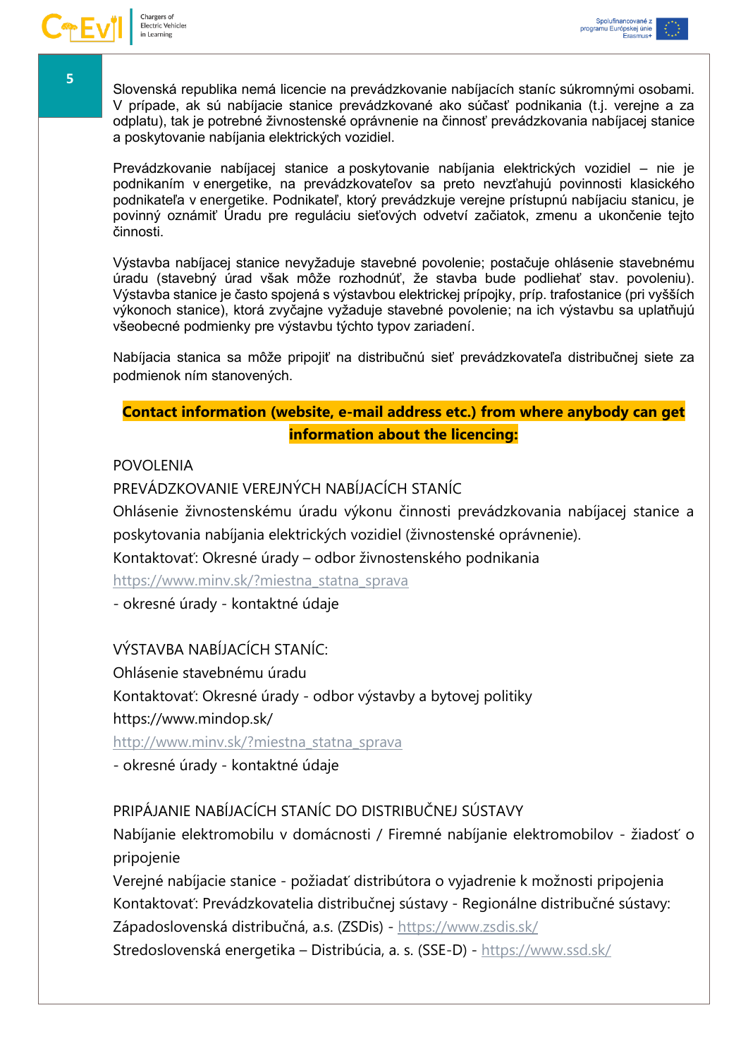Slovenská republika nemá licencie na prevádzkovanie nabíjacích staníc súkromnými osobami. V prípade, ak sú nabíjacie stanice prevádzkované ako súčasť podnikania (t.j. verejne a za odplatu), tak je potrebné živnostenské oprávnenie na činnosť prevádzkovania nabíjacej stanice a poskytovanie nabíjania elektrických vozidiel.

Prevádzkovanie nabíjacej stanice a poskytovanie nabíjania elektrických vozidiel – nie je podnikaním v energetike, na prevádzkovateľov sa preto nevzťahujú povinnosti klasického podnikateľa v energetike. Podnikateľ, ktorý prevádzkuje verejne prístupnú nabíjaciu stanicu, je povinný oznámiť Úradu pre reguláciu sieťových odvetví začiatok, zmenu a ukončenie tejto činnosti.

Výstavba nabíjacej stanice nevyžaduje stavebné povolenie; postačuje ohlásenie stavebnému úradu (stavebný úrad však môže rozhodnúť, že stavba bude podliehať stav. povoleniu). Výstavba stanice je často spojená s výstavbou elektrickej prípojky, príp. trafostanice (pri vyšších výkonoch stanice), ktorá zvyčajne vyžaduje stavebné povolenie; na ich výstavbu sa uplatňujú všeobecné podmienky pre výstavbu týchto typov zariadení.

Nabíjacia stanica sa môže pripojiť na distribučnú sieť prevádzkovateľa distribučnej siete za podmienok ním stanovených.

**Contact information (website, e-mail address etc.) from where anybody can get information about the licencing:**

POVOLENIA

PREVÁDZKOVANIE VEREJNÝCH NABÍJACÍCH STANÍC

Ohlásenie živnostenskému úradu výkonu činnosti prevádzkovania nabíjacej stanice a poskytovania nabíjania elektrických vozidiel (živnostenské oprávnenie).

Kontaktovať: Okresné úrady – odbor živnostenského podnikania

https://www.minv.sk/?miestna_statna_sprava

- okresné úrady - kontaktné údaje

VÝSTAVBA NABÍJACÍCH STANÍC:

Ohlásenie stavebnému úradu

Kontaktovať: Okresné úrady - odbor výstavby a bytovej politiky

https://www.mindop.sk/

http://www.minv.sk/?miestna_statna_sprava

- okresné úrady - kontaktné údaje

PRIPÁJANIE NABÍJACÍCH STANÍC DO DISTRIBUČNEJ SÚSTAVY

Nabíjanie elektromobilu v domácnosti / Firemné nabíjanie elektromobilov - žiadosť o pripojenie

Verejné nabíjacie stanice - požiadať distribútora o vyjadrenie k možnosti pripojenia

Kontaktovať: Prevádzkovatelia distribučnej sústavy - Regionálne distribučné sústavy:

Západoslovenská distribučná, a.s. (ZSDis) - https://www.zsdis.sk/

Stredoslovenská energetika – Distribúcia, a. s. (SSE-D) - https://www.ssd.sk/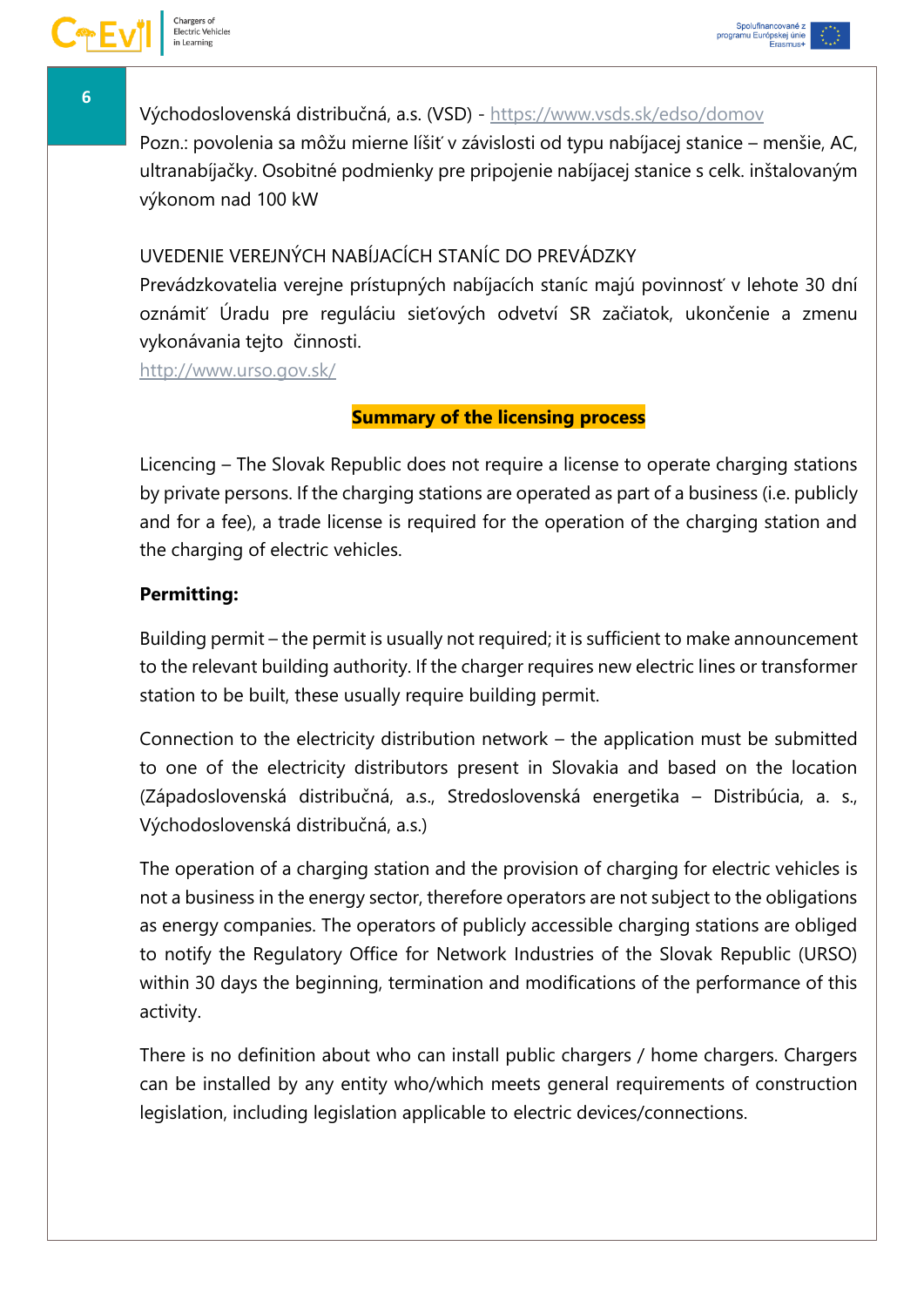Východoslovenská distribučná, a.s. (VSD) - https://www.vsds.sk/edso/domov
Pozn.: povolenia sa môžu mierne líšiť v závislosti od typu nabíjacej stanice – menšie, AC, ultranabíjačky. Osobitné podmienky pre pripojenie nabíjacej stanice s celk. inštalovaným výkonom nad 100 kW

UVEDENIE VEREJNÝCH NABÍJACÍCH STANÍC DO PREVÁDZKY
Prevádzkovatelia verejne prístupných nabíjacích staníc majú povinnosť v lehote 30 dní oznámiť Úradu pre reguláciu sieťových odvetví SR začiatok, ukončenie a zmenu vykonávania tejto činnosti.
http://www.urso.gov.sk/

## Summary of the licensing process

Licencing – The Slovak Republic does not require a license to operate charging stations by private persons. If the charging stations are operated as part of a business (i.e. publicly and for a fee), a trade license is required for the operation of the charging station and the charging of electric vehicles.

**Permitting:**

Building permit – the permit is usually not required; it is sufficient to make announcement to the relevant building authority. If the charger requires new electric lines or transformer station to be built, these usually require building permit.

Connection to the electricity distribution network – the application must be submitted to one of the electricity distributors present in Slovakia and based on the location (Západoslovenská distribučná, a.s., Stredoslovenská energetika – Distribúcia, a. s., Východoslovenská distribučná, a.s.)

The operation of a charging station and the provision of charging for electric vehicles is not a business in the energy sector, therefore operators are not subject to the obligations as energy companies. The operators of publicly accessible charging stations are obliged to notify the Regulatory Office for Network Industries of the Slovak Republic (URSO) within 30 days the beginning, termination and modifications of the performance of this activity.

There is no definition about who can install public chargers / home chargers. Chargers can be installed by any entity who/which meets general requirements of construction legislation, including legislation applicable to electric devices/connections.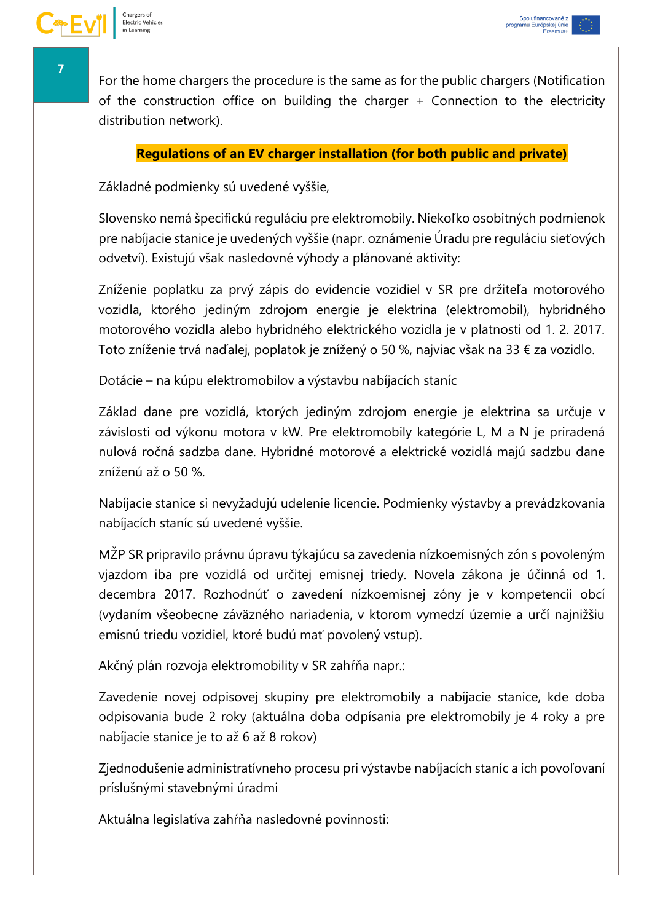For the home chargers the procedure is the same as for the public chargers (Notification of the construction office on building the charger + Connection to the electricity distribution network).

**Regulations of an EV charger installation (for both public and private)**

Základné podmienky sú uvedené vyššie,

Slovensko nemá špecifickú reguláciu pre elektromobily. Niekoľko osobitných podmienok pre nabíjacie stanice je uvedených vyššie (napr. oznámenie Úradu pre reguláciu sieťových odvetví). Existujú však nasledovné výhody a plánované aktivity:

Zníženie poplatku za prvý zápis do evidencie vozidiel v SR pre držiteľa motorového vozidla, ktorého jediným zdrojom energie je elektrina (elektromobil), hybridného motorového vozidla alebo hybridného elektrického vozidla je v platnosti od 1. 2. 2017. Toto zníženie trvá naďalej, poplatok je znížený o 50 %, najviac však na 33 € za vozidlo.

Dotácie – na kúpu elektromobilov a výstavbu nabíjacích staníc

Základ dane pre vozidlá, ktorých jediným zdrojom energie je elektrina sa určuje v závislosti od výkonu motora v kW. Pre elektromobily kategórie L, M a N je priradená nulová ročná sadzba dane. Hybridné motorové a elektrické vozidlá majú sadzbu dane zníženú až o 50 %.

Nabíjacie stanice si nevyžadujú udelenie licencie. Podmienky výstavby a prevádzkovania nabíjacích staníc sú uvedené vyššie.

MŽP SR pripravilo právnu úpravu týkajúcu sa zavedenia nízkoemisných zón s povoleným vjazdom iba pre vozidlá od určitej emisnej triedy. Novela zákona je účinná od 1. decembra 2017. Rozhodnúť o zavedení nízkoemisnej zóny je v kompetencii obcí (vydaním všeobecne záväzného nariadenia, v ktorom vymedzí územie a určí najnižšiu emisnú triedu vozidiel, ktoré budú mať povolený vstup).

Akčný plán rozvoja elektromobility v SR zahŕňa napr.:

Zavedenie novej odpisovej skupiny pre elektromobily a nabíjacie stanice, kde doba odpisovania bude 2 roky (aktuálna doba odpísania pre elektromobily je 4 roky a pre nabíjacie stanice je to až 6 až 8 rokov)

Zjednodušenie administratívneho procesu pri výstavbe nabíjacích staníc a ich povoľovaní príslušnými stavebnými úradmi

Aktuálna legislatíva zahŕňa nasledovné povinnosti: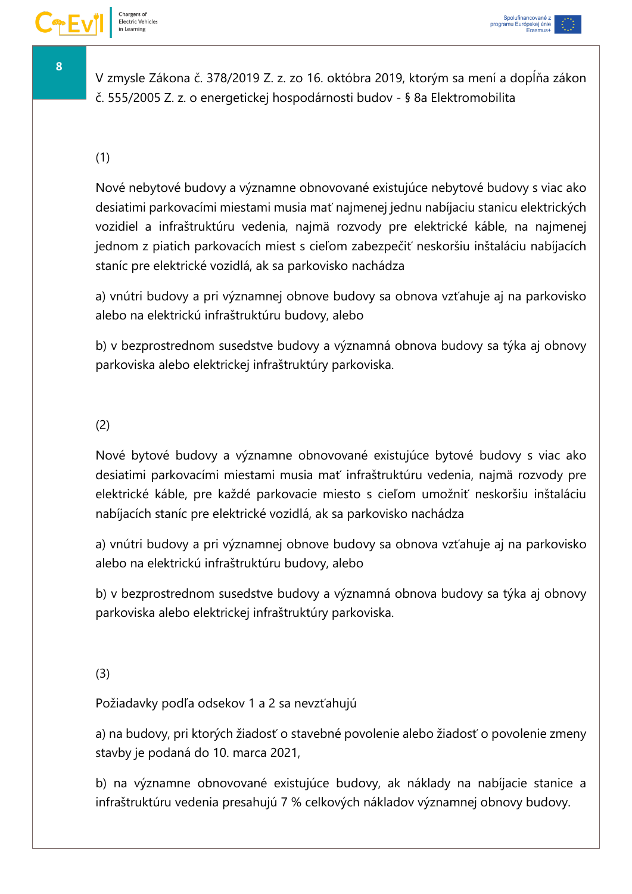V zmysle Zákona č. 378/2019 Z. z. zo 16. októbra 2019, ktorým sa mení a dopĺňa zákon č. 555/2005 Z. z. o energetickej hospodárnosti budov - § 8a Elektromobilita

(1)

Nové nebytové budovy a významne obnovované existujúce nebytové budovy s viac ako desiatimi parkovacími miestami musia mať najmenej jednu nabíjaciu stanicu elektrických vozidiel a infraštruktúru vedenia, najmä rozvody pre elektrické káble, na najmenej jednom z piatich parkovacích miest s cieľom zabezpečiť neskoršiu inštaláciu nabíjacích staníc pre elektrické vozidlá, ak sa parkovisko nachádza

a) vnútri budovy a pri významnej obnove budovy sa obnova vzťahuje aj na parkovisko alebo na elektrickú infraštruktúru budovy, alebo

b) v bezprostrednom susedstve budovy a významná obnova budovy sa týka aj obnovy parkoviska alebo elektrickej infraštruktúry parkoviska.

(2)

Nové bytové budovy a významne obnovované existujúce bytové budovy s viac ako desiatimi parkovacími miestami musia mať infraštruktúru vedenia, najmä rozvody pre elektrické káble, pre každé parkovacie miesto s cieľom umožniť neskoršiu inštaláciu nabíjacích staníc pre elektrické vozidlá, ak sa parkovisko nachádza

a) vnútri budovy a pri významnej obnove budovy sa obnova vzťahuje aj na parkovisko alebo na elektrickú infraštruktúru budovy, alebo

b) v bezprostrednom susedstve budovy a významná obnova budovy sa týka aj obnovy parkoviska alebo elektrickej infraštruktúry parkoviska.

(3)

Požiadavky podľa odsekov 1 a 2 sa nevzťahujú

a) na budovy, pri ktorých žiadosť o stavebné povolenie alebo žiadosť o povolenie zmeny stavby je podaná do 10. marca 2021,

b) na významne obnovované existujúce budovy, ak náklady na nabíjacie stanice a infraštruktúru vedenia presahujú 7 % celkových nákladov významnej obnovy budovy.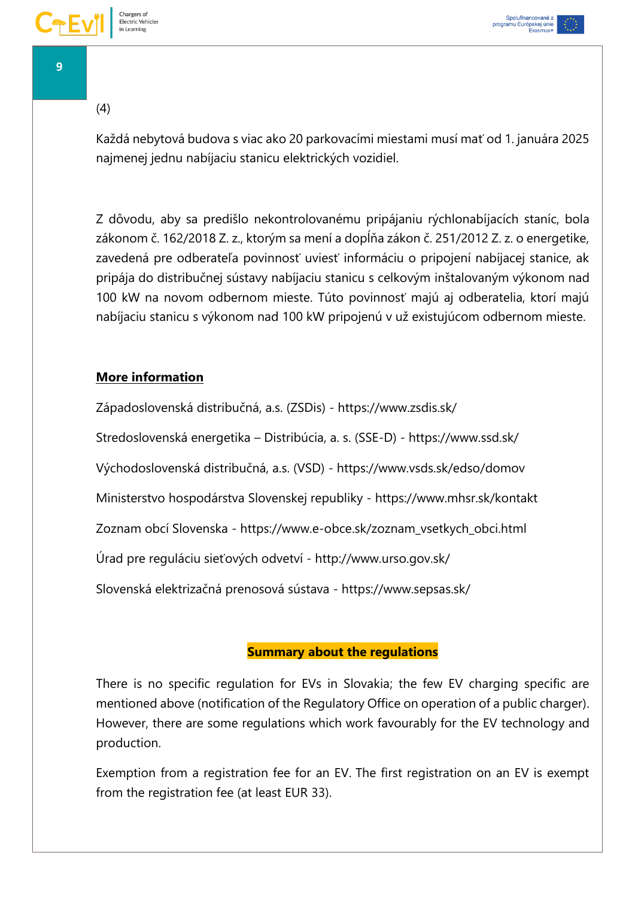(4)

Každá nebytová budova s viac ako 20 parkovacími miestami musí mať od 1. januára 2025 najmenej jednu nabíjaciu stanicu elektrických vozidiel.

Z dôvodu, aby sa predišlo nekontrolovanému pripájaniu rýchlonabíjacích staníc, bola zákonom č. 162/2018 Z. z., ktorým sa mení a dopĺňa zákon č. 251/2012 Z. z. o energetike, zavedená pre odberateľa povinnosť uviesť informáciu o pripojení nabíjacej stanice, ak pripája do distribučnej sústavy nabíjaciu stanicu s celkovým inštalovaným výkonom nad 100 kW na novom odbernom mieste. Túto povinnosť majú aj odberatelia, ktorí majú nabíjaciu stanicu s výkonom nad 100 kW pripojenú v už existujúcom odbernom mieste.

**More information**

Západoslovenská distribučná, a.s. (ZSDis) - https://www.zsdis.sk/

Stredoslovenská energetika – Distribúcia, a. s. (SSE-D) - https://www.ssd.sk/

Východoslovenská distribučná, a.s. (VSD) - https://www.vsds.sk/edso/domov

Ministerstvo hospodárstva Slovenskej republiky - https://www.mhsr.sk/kontakt

Zoznam obcí Slovenska - https://www.e-obce.sk/zoznam_vsetkych_obci.html

Úrad pre reguláciu sieťových odvetví - http://www.urso.gov.sk/

Slovenská elektrizačná prenosová sústava - https://www.sepsas.sk/

## Summary about the regulations

There is no specific regulation for EVs in Slovakia; the few EV charging specific are mentioned above (notification of the Regulatory Office on operation of a public charger). However, there are some regulations which work favourably for the EV technology and production.

Exemption from a registration fee for an EV. The first registration on an EV is exempt from the registration fee (at least EUR 33).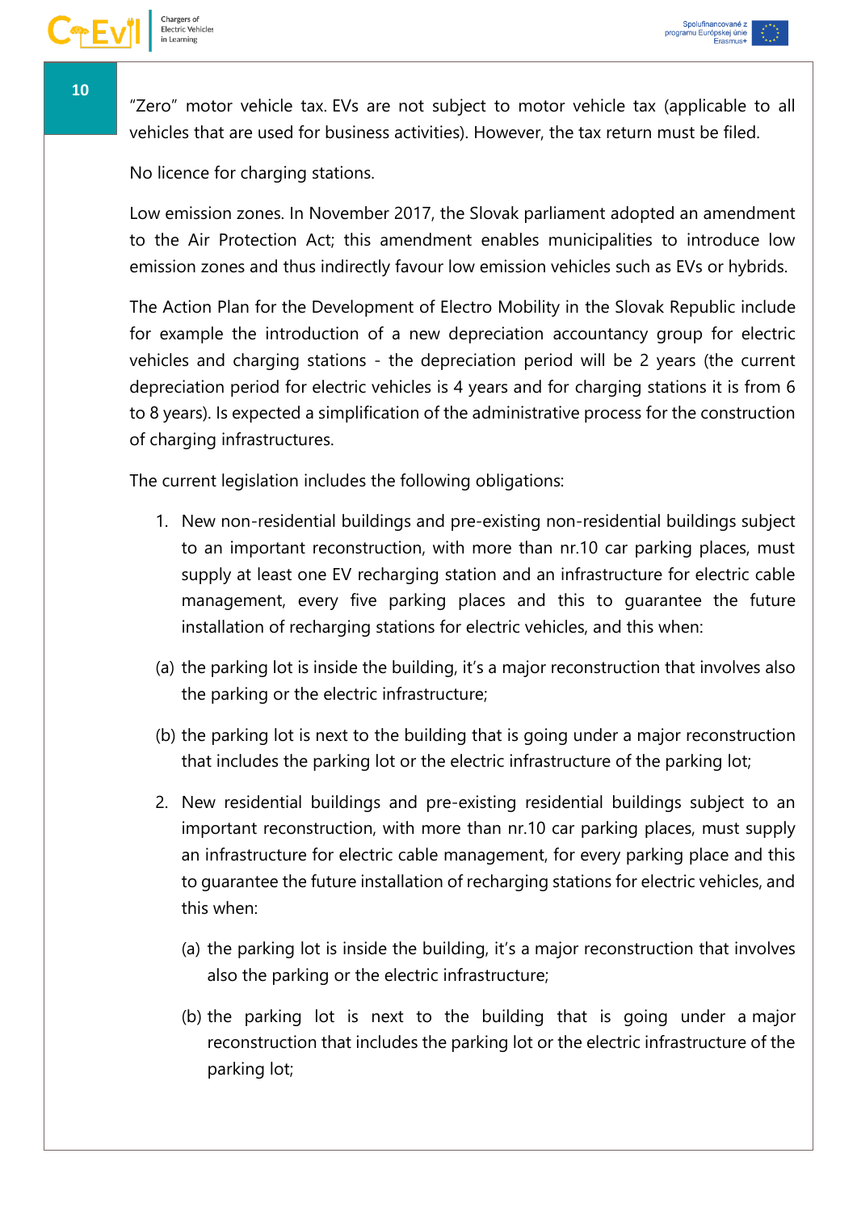"Zero" motor vehicle tax. EVs are not subject to motor vehicle tax (applicable to all vehicles that are used for business activities). However, the tax return must be filed.

No licence for charging stations.

Low emission zones. In November 2017, the Slovak parliament adopted an amendment to the Air Protection Act; this amendment enables municipalities to introduce low emission zones and thus indirectly favour low emission vehicles such as EVs or hybrids.

The Action Plan for the Development of Electro Mobility in the Slovak Republic include for example the introduction of a new depreciation accountancy group for electric vehicles and charging stations - the depreciation period will be 2 years (the current depreciation period for electric vehicles is 4 years and for charging stations it is from 6 to 8 years). Is expected a simplification of the administrative process for the construction of charging infrastructures.

The current legislation includes the following obligations:

1. New non-residential buildings and pre-existing non-residential buildings subject to an important reconstruction, with more than nr.10 car parking places, must supply at least one EV recharging station and an infrastructure for electric cable management, every five parking places and this to guarantee the future installation of recharging stations for electric vehicles, and this when:

(a) the parking lot is inside the building, it's a major reconstruction that involves also the parking or the electric infrastructure;

(b) the parking lot is next to the building that is going under a major reconstruction that includes the parking lot or the electric infrastructure of the parking lot;

2. New residential buildings and pre-existing residential buildings subject to an important reconstruction, with more than nr.10 car parking places, must supply an infrastructure for electric cable management, for every parking place and this to guarantee the future installation of recharging stations for electric vehicles, and this when:

   (a) the parking lot is inside the building, it's a major reconstruction that involves also the parking or the electric infrastructure;

   (b) the parking lot is next to the building that is going under a major reconstruction that includes the parking lot or the electric infrastructure of the parking lot;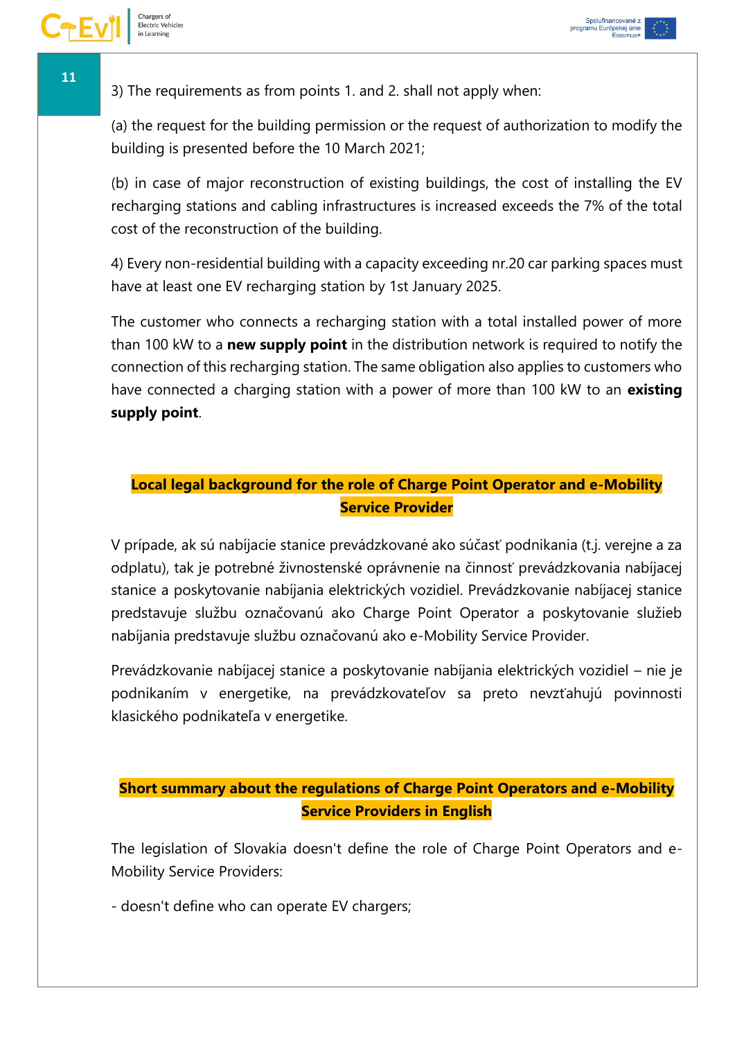3) The requirements as from points 1. and 2. shall not apply when:

(a) the request for the building permission or the request of authorization to modify the building is presented before the 10 March 2021;

(b) in case of major reconstruction of existing buildings, the cost of installing the EV recharging stations and cabling infrastructures is increased exceeds the 7% of the total cost of the reconstruction of the building.

4) Every non-residential building with a capacity exceeding nr.20 car parking spaces must have at least one EV recharging station by 1st January 2025.

The customer who connects a recharging station with a total installed power of more than 100 kW to a **new supply point** in the distribution network is required to notify the connection of this recharging station. The same obligation also applies to customers who have connected a charging station with a power of more than 100 kW to an **existing supply point**.

## Local legal background for the role of Charge Point Operator and e-Mobility Service Provider

V prípade, ak sú nabíjacie stanice prevádzkované ako súčasť podnikania (t.j. verejne a za odplatu), tak je potrebné živnostenské oprávnenie na činnosť prevádzkovania nabíjacej stanice a poskytovanie nabíjania elektrických vozidiel. Prevádzkovanie nabíjacej stanice predstavuje službu označovanú ako Charge Point Operator a poskytovanie služieb nabíjania predstavuje službu označovanú ako e-Mobility Service Provider.

Prevádzkovanie nabíjacej stanice a poskytovanie nabíjania elektrických vozidiel – nie je podnikaním v energetike, na prevádzkovateľov sa preto nevzťahujú povinnosti klasického podnikateľa v energetike.

## Short summary about the regulations of Charge Point Operators and e-Mobility Service Providers in English

The legislation of Slovakia doesn't define the role of Charge Point Operators and e-Mobility Service Providers:

- doesn't define who can operate EV chargers;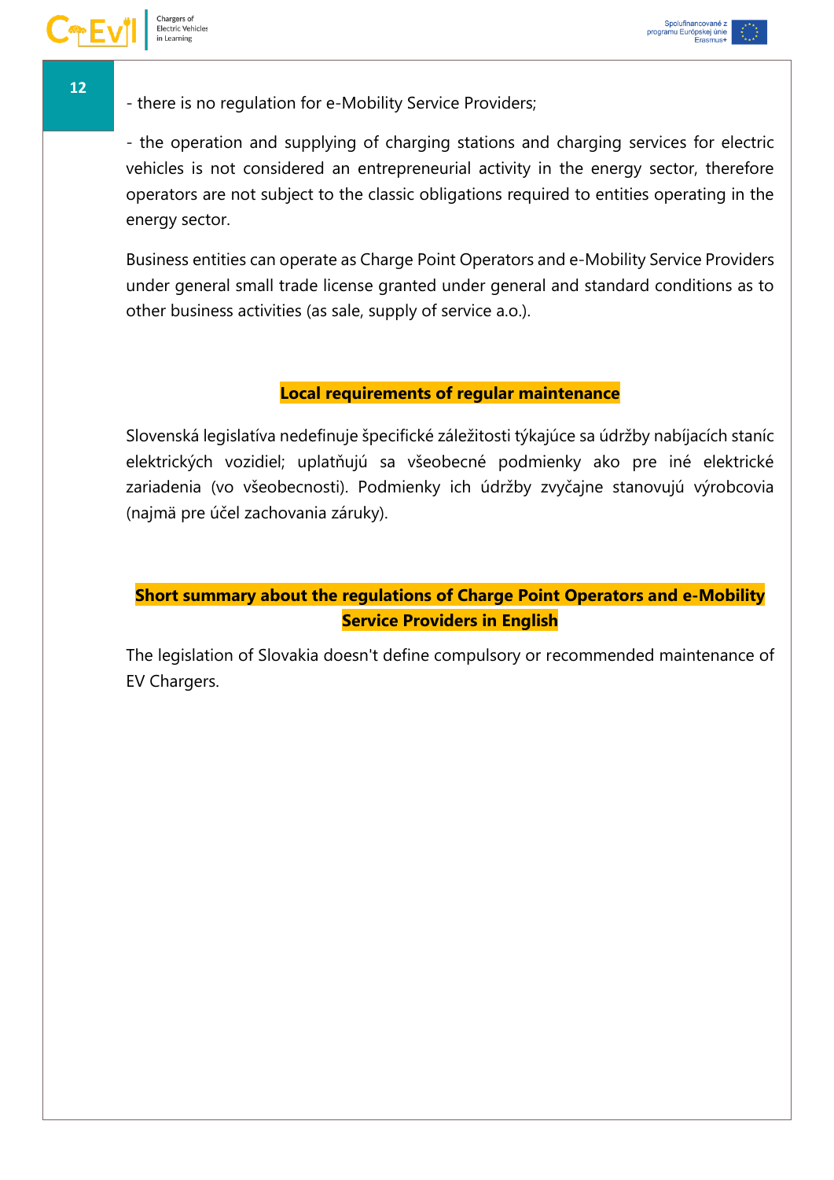- there is no regulation for e-Mobility Service Providers;

- the operation and supplying of charging stations and charging services for electric vehicles is not considered an entrepreneurial activity in the energy sector, therefore operators are not subject to the classic obligations required to entities operating in the energy sector.

Business entities can operate as Charge Point Operators and e-Mobility Service Providers under general small trade license granted under general and standard conditions as to other business activities (as sale, supply of service a.o.).

### Local requirements of regular maintenance

Slovenská legislatíva nedefinuje špecifické záležitosti týkajúce sa údržby nabíjacích staníc elektrických vozidiel; uplatňujú sa všeobecné podmienky ako pre iné elektrické zariadenia (vo všeobecnosti). Podmienky ich údržby zvyčajne stanovujú výrobcovia (najmä pre účel zachovania záruky).

### Short summary about the regulations of Charge Point Operators and e-Mobility Service Providers in English

The legislation of Slovakia doesn't define compulsory or recommended maintenance of EV Chargers.